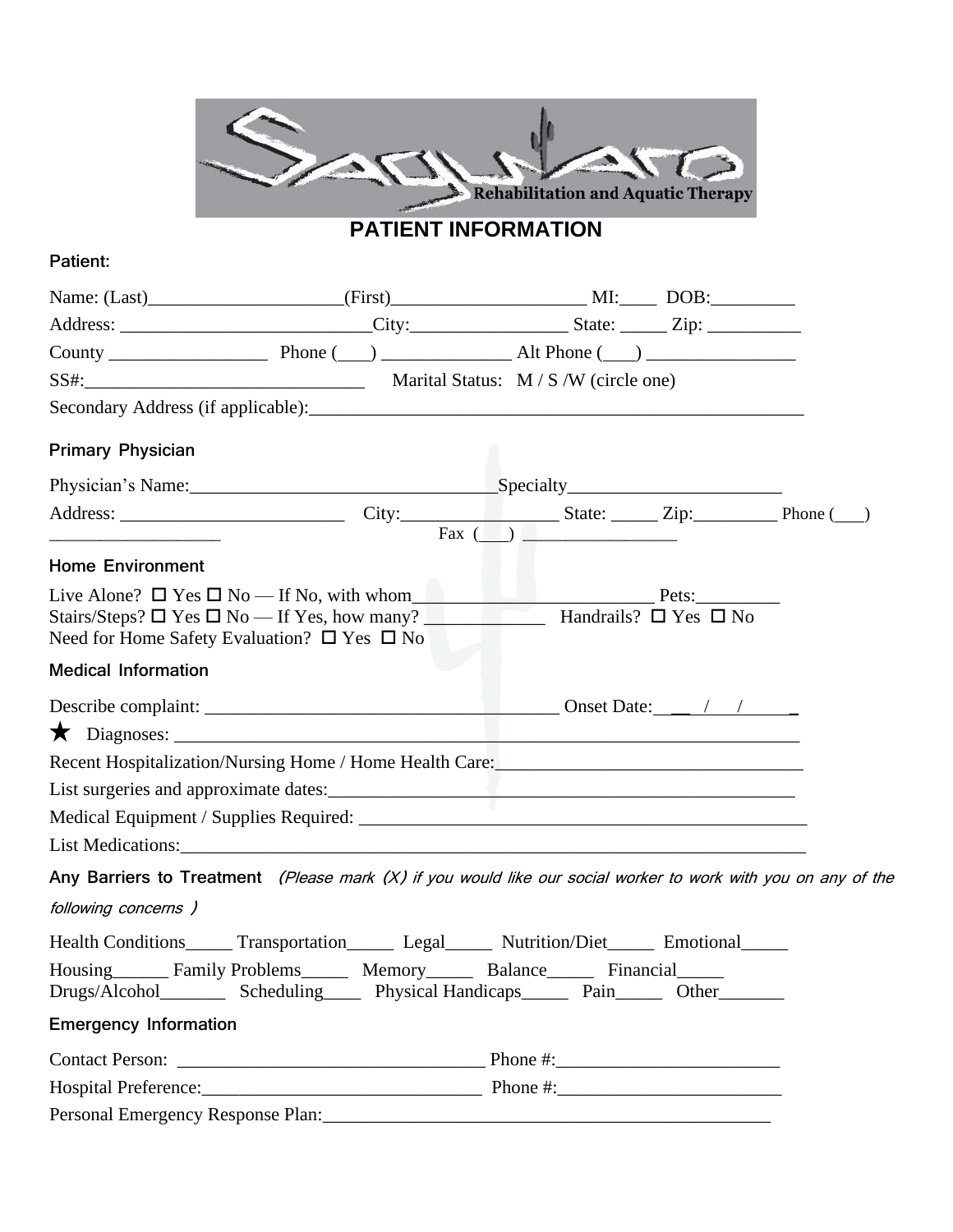Rehabilitation and Aquatic Therapy

# PATIENT INFORMATION

## Patient:

Name: (Last)____________________(First)____________________ MI:____ DOB:_________

Address: __________________________City:________________ State: _____ Zip: __________

County _________________ Phone (___) ______________ Alt Phone (___) ________________

SS#:______________________________ Marital Status: M / S /W (circle one)

Secondary Address (if applicable):_______________________________________________________

## Primary Physician

Physician's Name:________________________________Specialty_______________________

Address: ________________________ City:________________ State: _____ Zip:_________ Phone (___) ___________________ Fax (___) _________________

## Home Environment

Live Alone? ☐ Yes ☐ No — If No, with whom__________________________ Pets:_________

Stairs/Steps? ☐ Yes ☐ No — If Yes, how many? _____________ Handrails? ☐ Yes ☐ No

Need for Home Safety Evaluation? ☐ Yes ☐ No

## Medical Information

Describe complaint: ______________________________________ Onset Date: __ / / _

★ Diagnoses: _______________________________________________________________________

Recent Hospitalization/Nursing Home / Home Health Care:________________________________

List surgeries and approximate dates:___________________________________________________

Medical Equipment / Supplies Required: ________________________________________________

List Medications:___________________________________________________________________

## Any Barriers to Treatment *(Please mark (X) if you would like our social worker to work with you on any of the following concerns )*

Health Conditions_____ Transportation_____ Legal_____ Nutrition/Diet_____ Emotional_____

Housing______ Family Problems_____ Memory_____ Balance_____ Financial_____

Drugs/Alcohol_______ Scheduling____ Physical Handicaps_____ Pain_____ Other_______

## Emergency Information

Contact Person: _________________________________ Phone #:________________________

Hospital Preference:______________________________ Phone #:________________________

Personal Emergency Response Plan:_________________________________________________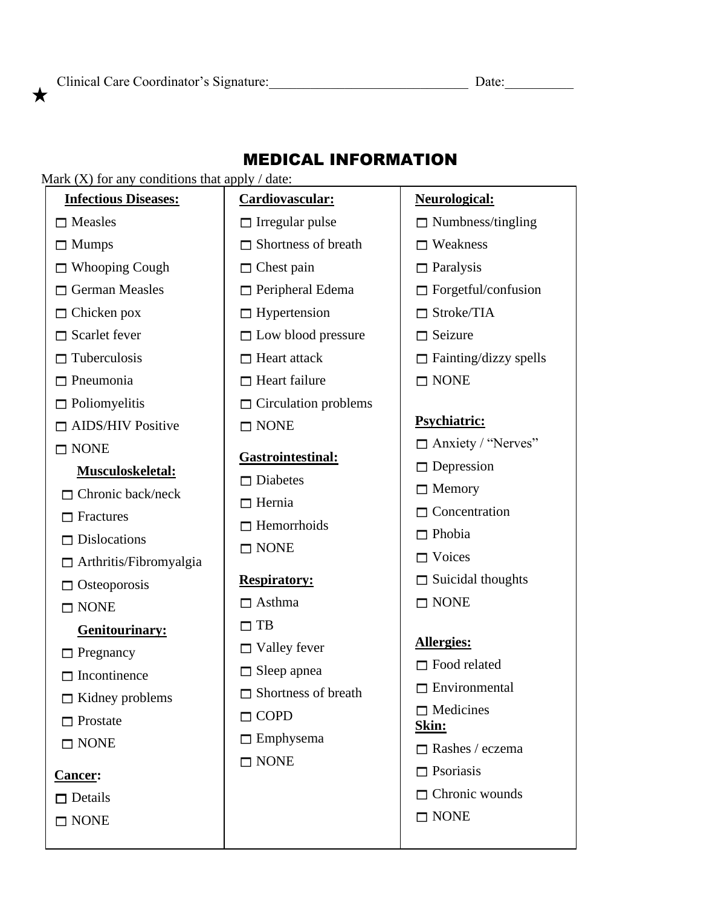★ Clinical Care Coordinator's Signature:_____________________________ Date:__________

## MEDICAL INFORMATION

Mark (X) for any conditions that apply / date:

**Infectious Diseases:**

- ☐ Measles
- ☐ Mumps
- ☐ Whooping Cough
- ☐ German Measles
- ☐ Chicken pox
- ☐ Scarlet fever
- ☐ Tuberculosis
- ☐ Pneumonia
- ☐ Poliomyelitis
- ☐ AIDS/HIV Positive
- ☐ NONE

**Musculoskeletal:**

- ☐ Chronic back/neck
- ☐ Fractures
- ☐ Dislocations
- ☐ Arthritis/Fibromyalgia
- ☐ Osteoporosis
- ☐ NONE

**Genitourinary:**

- ☐ Pregnancy
- ☐ Incontinence
- ☐ Kidney problems
- ☐ Prostate
- ☐ NONE

**Cancer:**

- ☐ Details
- ☐ NONE

**Cardiovascular:**

- ☐ Irregular pulse
- ☐ Shortness of breath
- ☐ Chest pain
- ☐ Peripheral Edema
- ☐ Hypertension
- ☐ Low blood pressure
- ☐ Heart attack
- ☐ Heart failure
- ☐ Circulation problems
- ☐ NONE

**Gastrointestinal:**

- ☐ Diabetes
- ☐ Hernia
- ☐ Hemorrhoids
- ☐ NONE

**Respiratory:**

- ☐ Asthma
- ☐ TB
- ☐ Valley fever
- ☐ Sleep apnea
- ☐ Shortness of breath
- ☐ COPD
- ☐ Emphysema
- ☐ NONE

**Neurological:**

- ☐ Numbness/tingling
- ☐ Weakness
- ☐ Paralysis
- ☐ Forgetful/confusion
- ☐ Stroke/TIA
- ☐ Seizure
- ☐ Fainting/dizzy spells
- ☐ NONE

**Psychiatric:**

- ☐ Anxiety / "Nerves"
- ☐ Depression
- ☐ Memory
- ☐ Concentration
- ☐ Phobia
- ☐ Voices
- ☐ Suicidal thoughts
- ☐ NONE

**Allergies:**

- ☐ Food related
- ☐ Environmental
- ☐ Medicines

**Skin:**

- ☐ Rashes / eczema
- ☐ Psoriasis
- ☐ Chronic wounds
- ☐ NONE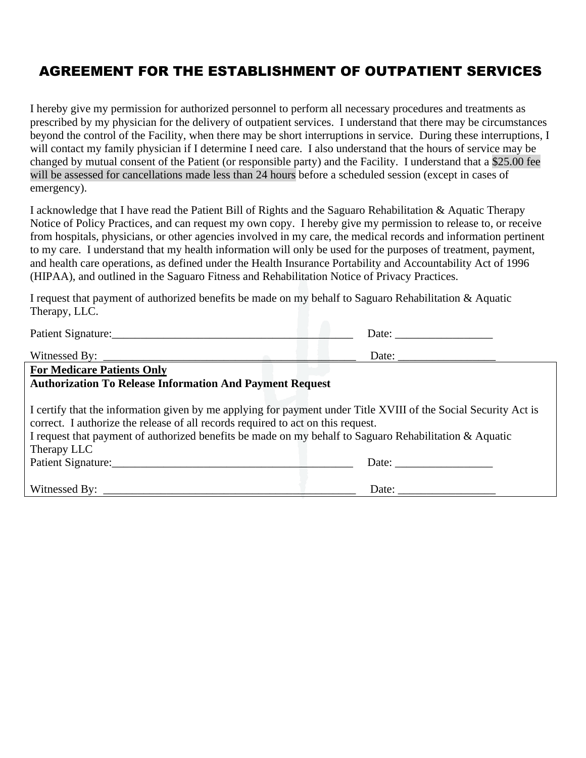# AGREEMENT FOR THE ESTABLISHMENT OF OUTPATIENT SERVICES

I hereby give my permission for authorized personnel to perform all necessary procedures and treatments as prescribed by my physician for the delivery of outpatient services. I understand that there may be circumstances beyond the control of the Facility, when there may be short interruptions in service. During these interruptions, I will contact my family physician if I determine I need care. I also understand that the hours of service may be changed by mutual consent of the Patient (or responsible party) and the Facility. I understand that a $25.00 fee will be assessed for cancellations made less than 24 hours before a scheduled session (except in cases of emergency).

I acknowledge that I have read the Patient Bill of Rights and the Saguaro Rehabilitation & Aquatic Therapy Notice of Policy Practices, and can request my own copy. I hereby give my permission to release to, or receive from hospitals, physicians, or other agencies involved in my care, the medical records and information pertinent to my care. I understand that my health information will only be used for the purposes of treatment, payment, and health care operations, as defined under the Health Insurance Portability and Accountability Act of 1996 (HIPAA), and outlined in the Saguaro Fitness and Rehabilitation Notice of Privacy Practices.

I request that payment of authorized benefits be made on my behalf to Saguaro Rehabilitation & Aquatic Therapy, LLC.

Patient Signature:___________________________________________ Date: _________________

Witnessed By: _____________________________________________ Date: _________________

**For Medicare Patients Only**

**Authorization To Release Information And Payment Request**

I certify that the information given by me applying for payment under Title XVIII of the Social Security Act is correct. I authorize the release of all records required to act on this request.

I request that payment of authorized benefits be made on my behalf to Saguaro Rehabilitation & Aquatic Therapy LLC

Patient Signature:___________________________________________ Date: _________________

Witnessed By: _____________________________________________ Date: _________________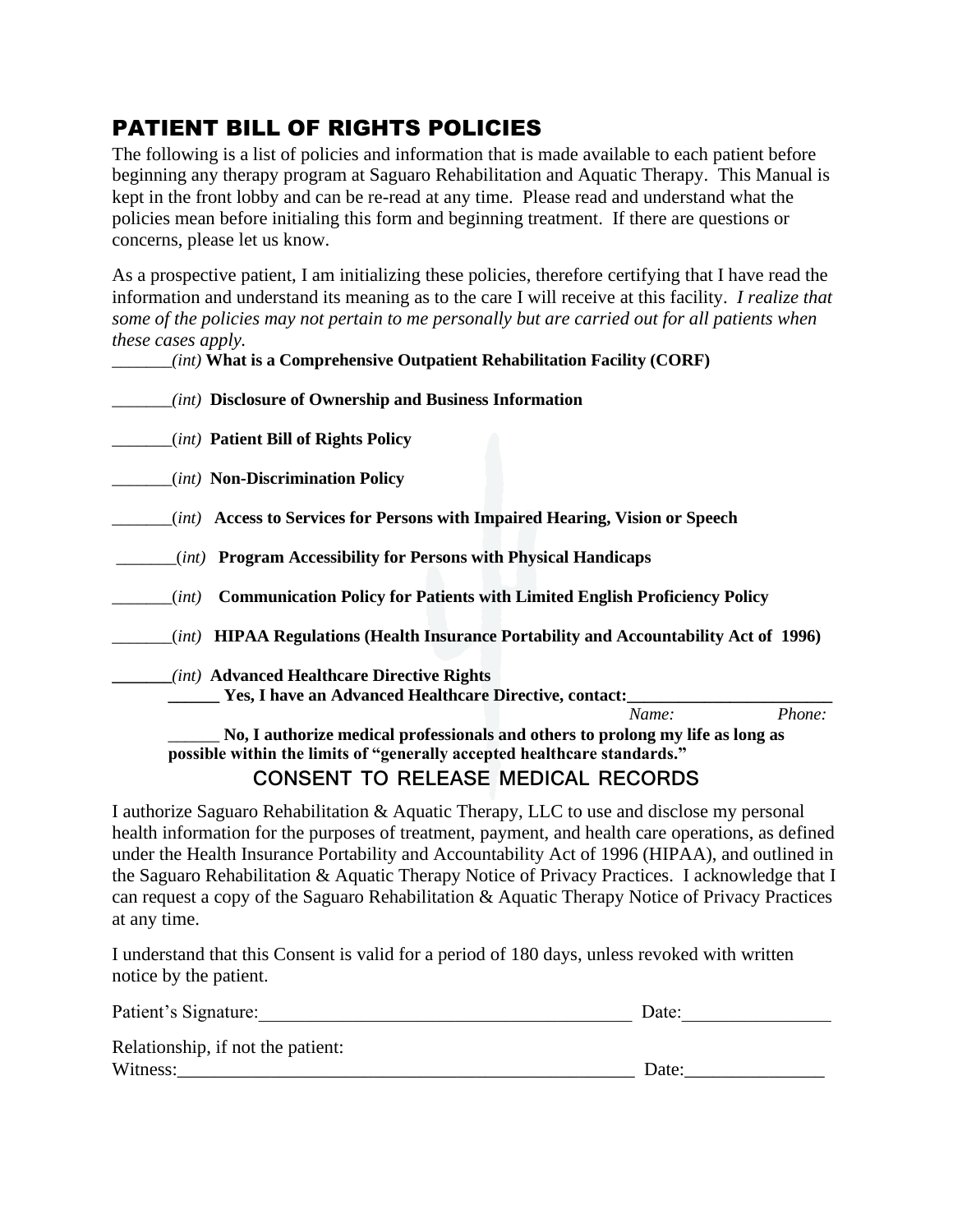## PATIENT BILL OF RIGHTS POLICIES

The following is a list of policies and information that is made available to each patient before beginning any therapy program at Saguaro Rehabilitation and Aquatic Therapy. This Manual is kept in the front lobby and can be re-read at any time. Please read and understand what the policies mean before initialing this form and beginning treatment. If there are questions or concerns, please let us know.

As a prospective patient, I am initializing these policies, therefore certifying that I have read the information and understand its meaning as to the care I will receive at this facility. *I realize that some of the policies may not pertain to me personally but are carried out for all patients when these cases apply.*

_______*(int)* **What is a Comprehensive Outpatient Rehabilitation Facility (CORF)**

_______*(int)* **Disclosure of Ownership and Business Information**

_______(*int)* **Patient Bill of Rights Policy**

_______(*int)* **Non-Discrimination Policy**

_______(*int)* **Access to Services for Persons with Impaired Hearing, Vision or Speech**

_______(*int)* **Program Accessibility for Persons with Physical Handicaps**

_______(*int)* **Communication Policy for Patients with Limited English Proficiency Policy**

_______(*int)* **HIPAA Regulations (Health Insurance Portability and Accountability Act of 1996)**

_______*(int)* **Advanced Healthcare Directive Rights**

**______ Yes, I have an Advanced Healthcare Directive, contact:_______________________**

*Name: Phone:*

______ **No, I authorize medical professionals and others to prolong my life as long as possible within the limits of "generally accepted healthcare standards."**

### CONSENT TO RELEASE MEDICAL RECORDS

I authorize Saguaro Rehabilitation & Aquatic Therapy, LLC to use and disclose my personal health information for the purposes of treatment, payment, and health care operations, as defined under the Health Insurance Portability and Accountability Act of 1996 (HIPAA), and outlined in the Saguaro Rehabilitation & Aquatic Therapy Notice of Privacy Practices. I acknowledge that I can request a copy of the Saguaro Rehabilitation & Aquatic Therapy Notice of Privacy Practices at any time.

I understand that this Consent is valid for a period of 180 days, unless revoked with written notice by the patient.

Patient's Signature:________________________________________ Date:________________

Relationship, if not the patient:

Witness:___________________________________________________ Date:_______________